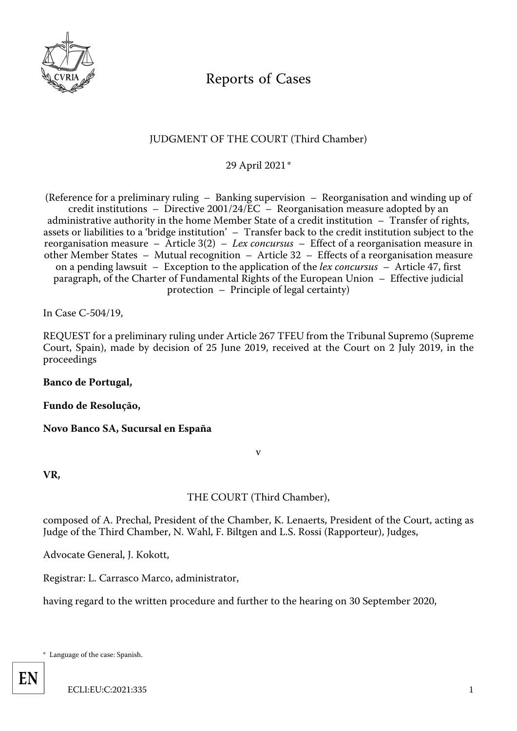# Reports of Cases

JUDGMENT OF THE COURT (Third Chamber)

29 April 2021*

(Reference for a preliminary ruling – Banking supervision – Reorganisation and winding up of credit institutions – Directive 2001/24/EC – Reorganisation measure adopted by an administrative authority in the home Member State of a credit institution – Transfer of rights, assets or liabilities to a 'bridge institution' – Transfer back to the credit institution subject to the reorganisation measure – Article 3(2) – *Lex concursus* – Effect of a reorganisation measure in other Member States – Mutual recognition – Article 32 – Effects of a reorganisation measure on a pending lawsuit – Exception to the application of the *lex concursus* – Article 47, first paragraph, of the Charter of Fundamental Rights of the European Union – Effective judicial protection – Principle of legal certainty)

In Case C-504/19,

REQUEST for a preliminary ruling under Article 267 TFEU from the Tribunal Supremo (Supreme Court, Spain), made by decision of 25 June 2019, received at the Court on 2 July 2019, in the proceedings

**Banco de Portugal,**

**Fundo de Resolução,**

**Novo Banco SA, Sucursal en España**

v

**VR,**

THE COURT (Third Chamber),

composed of A. Prechal, President of the Chamber, K. Lenaerts, President of the Court, acting as Judge of the Third Chamber, N. Wahl, F. Biltgen and L.S. Rossi (Rapporteur), Judges,

Advocate General, J. Kokott,

Registrar: L. Carrasco Marco, administrator,

having regard to the written procedure and further to the hearing on 30 September 2020,

\* Language of the case: Spanish.

ECLI:EU:C:2021:335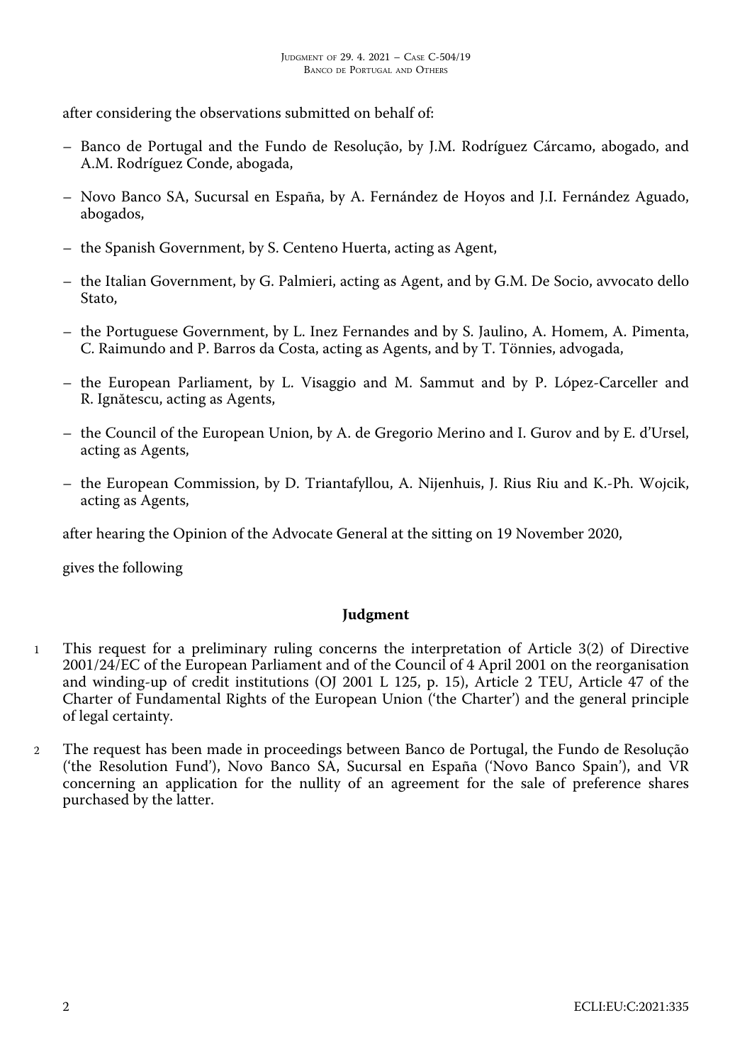after considering the observations submitted on behalf of:

– Banco de Portugal and the Fundo de Resolução, by J.M. Rodríguez Cárcamo, abogado, and A.M. Rodríguez Conde, abogada,

– Novo Banco SA, Sucursal en España, by A. Fernández de Hoyos and J.I. Fernández Aguado, abogados,

– the Spanish Government, by S. Centeno Huerta, acting as Agent,

– the Italian Government, by G. Palmieri, acting as Agent, and by G.M. De Socio, avvocato dello Stato,

– the Portuguese Government, by L. Inez Fernandes and by S. Jaulino, A. Homem, A. Pimenta, C. Raimundo and P. Barros da Costa, acting as Agents, and by T. Tönnies, advogada,

– the European Parliament, by L. Visaggio and M. Sammut and by P. López-Carceller and R. Ignătescu, acting as Agents,

– the Council of the European Union, by A. de Gregorio Merino and I. Gurov and by E. d'Ursel, acting as Agents,

– the European Commission, by D. Triantafyllou, A. Nijenhuis, J. Rius Riu and K.-Ph. Wojcik, acting as Agents,

after hearing the Opinion of the Advocate General at the sitting on 19 November 2020,

gives the following

## Judgment

1 This request for a preliminary ruling concerns the interpretation of Article 3(2) of Directive 2001/24/EC of the European Parliament and of the Council of 4 April 2001 on the reorganisation and winding-up of credit institutions (OJ 2001 L 125, p. 15), Article 2 TEU, Article 47 of the Charter of Fundamental Rights of the European Union ('the Charter') and the general principle of legal certainty.

2 The request has been made in proceedings between Banco de Portugal, the Fundo de Resolução ('the Resolution Fund'), Novo Banco SA, Sucursal en España ('Novo Banco Spain'), and VR concerning an application for the nullity of an agreement for the sale of preference shares purchased by the latter.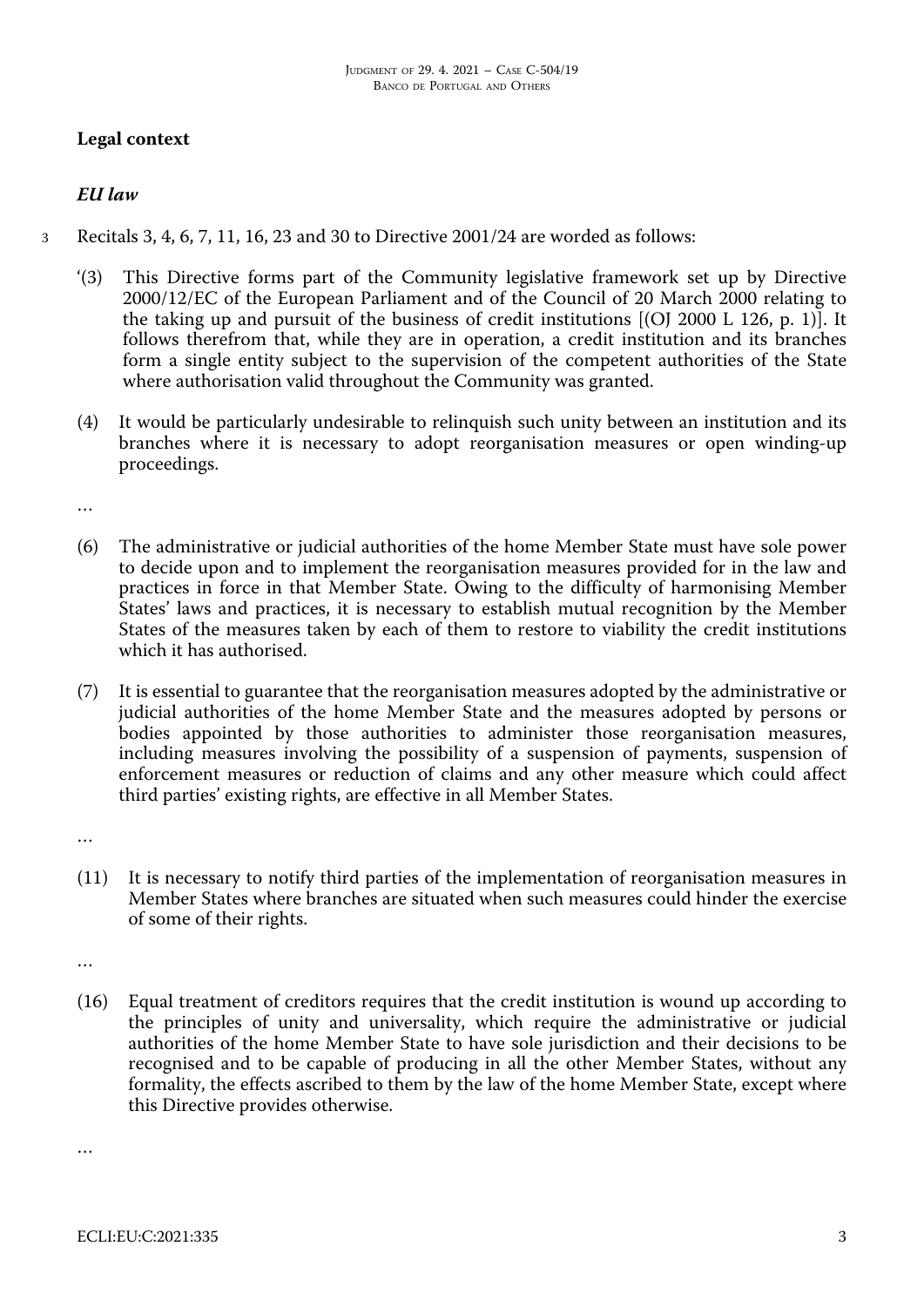**Legal context**

***EU law***

3 Recitals 3, 4, 6, 7, 11, 16, 23 and 30 to Directive 2001/24 are worded as follows:

'(3) This Directive forms part of the Community legislative framework set up by Directive 2000/12/EC of the European Parliament and of the Council of 20 March 2000 relating to the taking up and pursuit of the business of credit institutions [(OJ 2000 L 126, p. 1)]. It follows therefrom that, while they are in operation, a credit institution and its branches form a single entity subject to the supervision of the competent authorities of the State where authorisation valid throughout the Community was granted.

(4) It would be particularly undesirable to relinquish such unity between an institution and its branches where it is necessary to adopt reorganisation measures or open winding-up proceedings.

…

(6) The administrative or judicial authorities of the home Member State must have sole power to decide upon and to implement the reorganisation measures provided for in the law and practices in force in that Member State. Owing to the difficulty of harmonising Member States' laws and practices, it is necessary to establish mutual recognition by the Member States of the measures taken by each of them to restore to viability the credit institutions which it has authorised.

(7) It is essential to guarantee that the reorganisation measures adopted by the administrative or judicial authorities of the home Member State and the measures adopted by persons or bodies appointed by those authorities to administer those reorganisation measures, including measures involving the possibility of a suspension of payments, suspension of enforcement measures or reduction of claims and any other measure which could affect third parties' existing rights, are effective in all Member States.

…

(11) It is necessary to notify third parties of the implementation of reorganisation measures in Member States where branches are situated when such measures could hinder the exercise of some of their rights.

…

(16) Equal treatment of creditors requires that the credit institution is wound up according to the principles of unity and universality, which require the administrative or judicial authorities of the home Member State to have sole jurisdiction and their decisions to be recognised and to be capable of producing in all the other Member States, without any formality, the effects ascribed to them by the law of the home Member State, except where this Directive provides otherwise.

…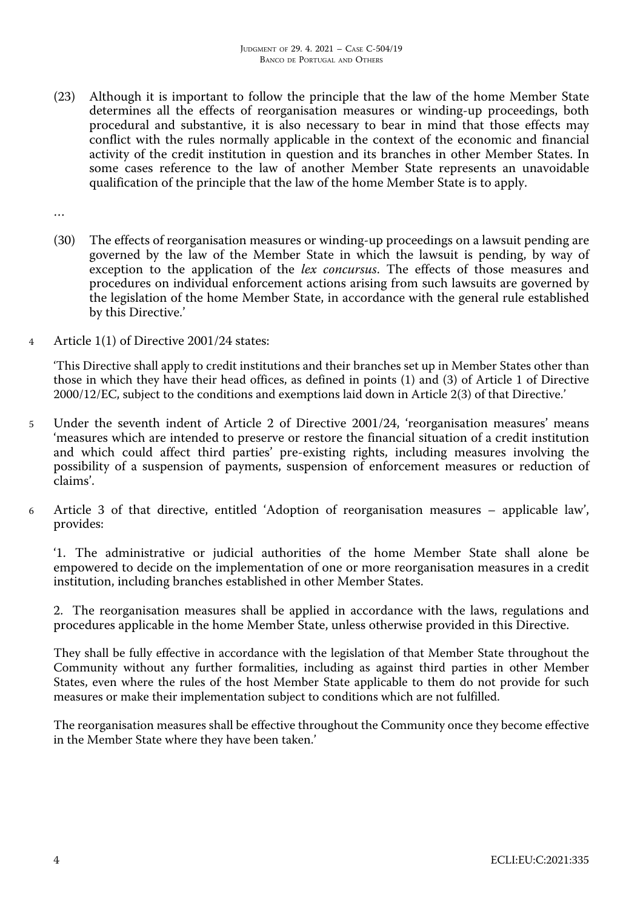(23) Although it is important to follow the principle that the law of the home Member State determines all the effects of reorganisation measures or winding-up proceedings, both procedural and substantive, it is also necessary to bear in mind that those effects may conflict with the rules normally applicable in the context of the economic and financial activity of the credit institution in question and its branches in other Member States. In some cases reference to the law of another Member State represents an unavoidable qualification of the principle that the law of the home Member State is to apply.

…

(30) The effects of reorganisation measures or winding-up proceedings on a lawsuit pending are governed by the law of the Member State in which the lawsuit is pending, by way of exception to the application of the *lex concursus*. The effects of those measures and procedures on individual enforcement actions arising from such lawsuits are governed by the legislation of the home Member State, in accordance with the general rule established by this Directive.'

4 Article 1(1) of Directive 2001/24 states:

'This Directive shall apply to credit institutions and their branches set up in Member States other than those in which they have their head offices, as defined in points (1) and (3) of Article 1 of Directive 2000/12/EC, subject to the conditions and exemptions laid down in Article 2(3) of that Directive.'

5 Under the seventh indent of Article 2 of Directive 2001/24, 'reorganisation measures' means 'measures which are intended to preserve or restore the financial situation of a credit institution and which could affect third parties' pre-existing rights, including measures involving the possibility of a suspension of payments, suspension of enforcement measures or reduction of claims'.

6 Article 3 of that directive, entitled 'Adoption of reorganisation measures – applicable law', provides:

'1. The administrative or judicial authorities of the home Member State shall alone be empowered to decide on the implementation of one or more reorganisation measures in a credit institution, including branches established in other Member States.

2. The reorganisation measures shall be applied in accordance with the laws, regulations and procedures applicable in the home Member State, unless otherwise provided in this Directive.

They shall be fully effective in accordance with the legislation of that Member State throughout the Community without any further formalities, including as against third parties in other Member States, even where the rules of the host Member State applicable to them do not provide for such measures or make their implementation subject to conditions which are not fulfilled.

The reorganisation measures shall be effective throughout the Community once they become effective in the Member State where they have been taken.'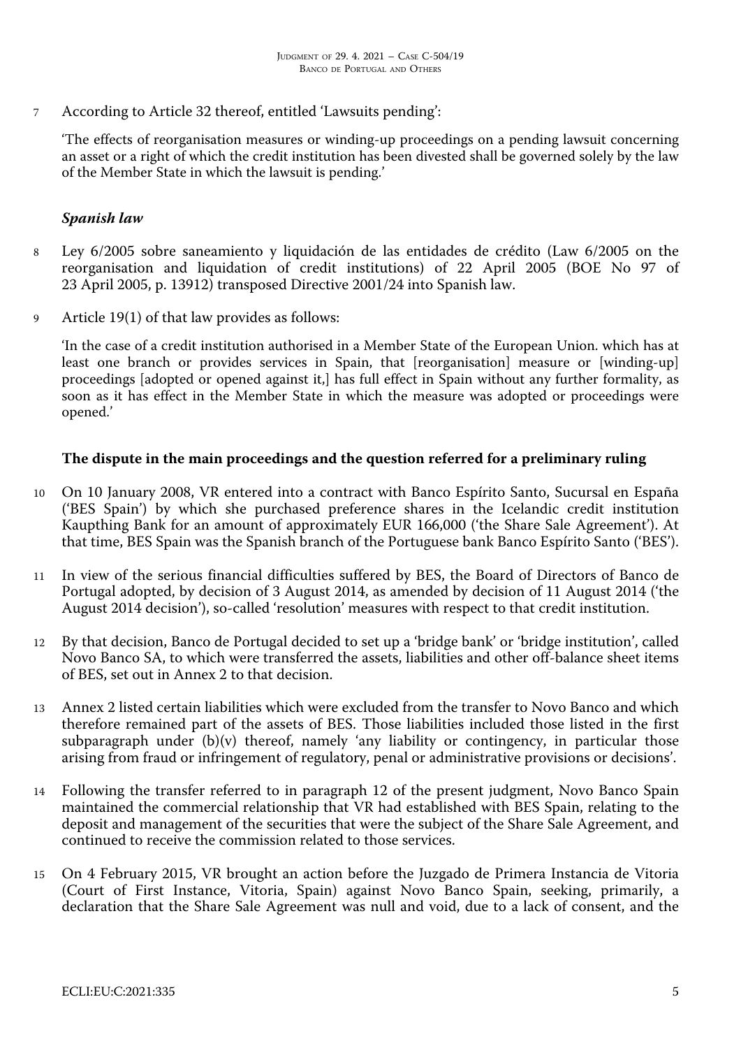7 According to Article 32 thereof, entitled 'Lawsuits pending':

'The effects of reorganisation measures or winding-up proceedings on a pending lawsuit concerning an asset or a right of which the credit institution has been divested shall be governed solely by the law of the Member State in which the lawsuit is pending.'

### *Spanish law*

8 Ley 6/2005 sobre saneamiento y liquidación de las entidades de crédito (Law 6/2005 on the reorganisation and liquidation of credit institutions) of 22 April 2005 (BOE No 97 of 23 April 2005, p. 13912) transposed Directive 2001/24 into Spanish law.

9 Article 19(1) of that law provides as follows:

'In the case of a credit institution authorised in a Member State of the European Union. which has at least one branch or provides services in Spain, that [reorganisation] measure or [winding-up] proceedings [adopted or opened against it,] has full effect in Spain without any further formality, as soon as it has effect in the Member State in which the measure was adopted or proceedings were opened.'

## **The dispute in the main proceedings and the question referred for a preliminary ruling**

10 On 10 January 2008, VR entered into a contract with Banco Espírito Santo, Sucursal en España ('BES Spain') by which she purchased preference shares in the Icelandic credit institution Kaupthing Bank for an amount of approximately EUR 166,000 ('the Share Sale Agreement'). At that time, BES Spain was the Spanish branch of the Portuguese bank Banco Espírito Santo ('BES').

11 In view of the serious financial difficulties suffered by BES, the Board of Directors of Banco de Portugal adopted, by decision of 3 August 2014, as amended by decision of 11 August 2014 ('the August 2014 decision'), so-called 'resolution' measures with respect to that credit institution.

12 By that decision, Banco de Portugal decided to set up a 'bridge bank' or 'bridge institution', called Novo Banco SA, to which were transferred the assets, liabilities and other off-balance sheet items of BES, set out in Annex 2 to that decision.

13 Annex 2 listed certain liabilities which were excluded from the transfer to Novo Banco and which therefore remained part of the assets of BES. Those liabilities included those listed in the first subparagraph under (b)(v) thereof, namely 'any liability or contingency, in particular those arising from fraud or infringement of regulatory, penal or administrative provisions or decisions'.

14 Following the transfer referred to in paragraph 12 of the present judgment, Novo Banco Spain maintained the commercial relationship that VR had established with BES Spain, relating to the deposit and management of the securities that were the subject of the Share Sale Agreement, and continued to receive the commission related to those services.

15 On 4 February 2015, VR brought an action before the Juzgado de Primera Instancia de Vitoria (Court of First Instance, Vitoria, Spain) against Novo Banco Spain, seeking, primarily, a declaration that the Share Sale Agreement was null and void, due to a lack of consent, and the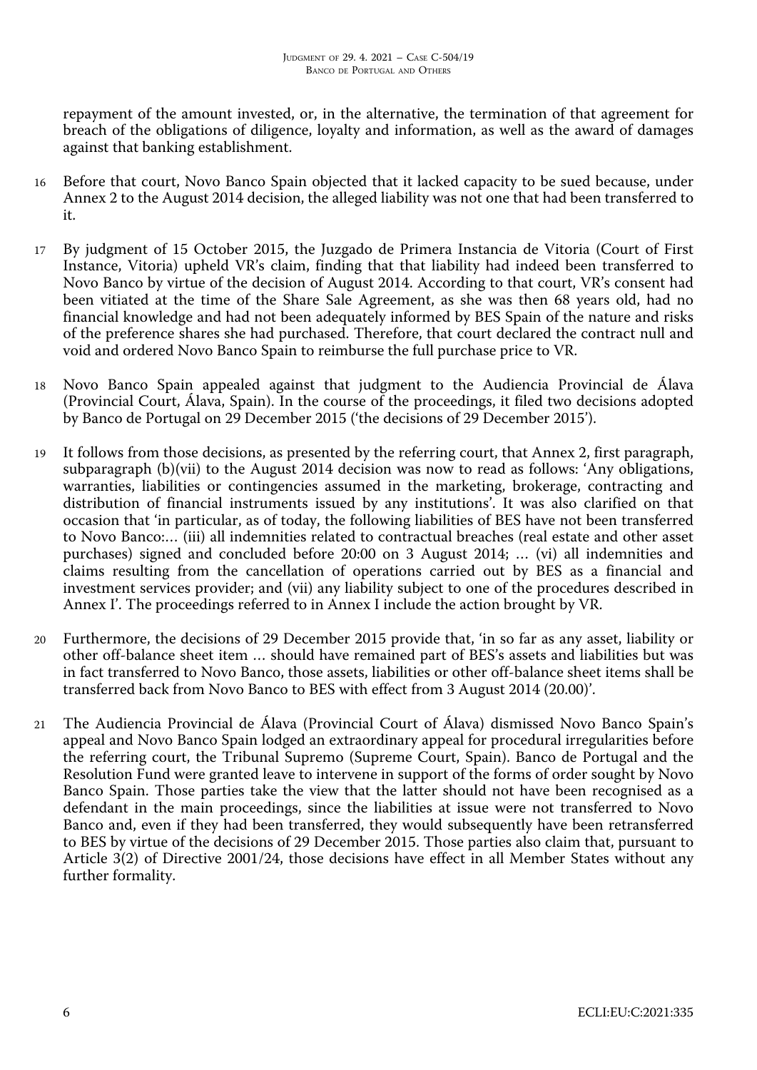repayment of the amount invested, or, in the alternative, the termination of that agreement for breach of the obligations of diligence, loyalty and information, as well as the award of damages against that banking establishment.

16 Before that court, Novo Banco Spain objected that it lacked capacity to be sued because, under Annex 2 to the August 2014 decision, the alleged liability was not one that had been transferred to it.

17 By judgment of 15 October 2015, the Juzgado de Primera Instancia de Vitoria (Court of First Instance, Vitoria) upheld VR's claim, finding that that liability had indeed been transferred to Novo Banco by virtue of the decision of August 2014. According to that court, VR's consent had been vitiated at the time of the Share Sale Agreement, as she was then 68 years old, had no financial knowledge and had not been adequately informed by BES Spain of the nature and risks of the preference shares she had purchased. Therefore, that court declared the contract null and void and ordered Novo Banco Spain to reimburse the full purchase price to VR.

18 Novo Banco Spain appealed against that judgment to the Audiencia Provincial de Álava (Provincial Court, Álava, Spain). In the course of the proceedings, it filed two decisions adopted by Banco de Portugal on 29 December 2015 ('the decisions of 29 December 2015').

19 It follows from those decisions, as presented by the referring court, that Annex 2, first paragraph, subparagraph (b)(vii) to the August 2014 decision was now to read as follows: 'Any obligations, warranties, liabilities or contingencies assumed in the marketing, brokerage, contracting and distribution of financial instruments issued by any institutions'. It was also clarified on that occasion that 'in particular, as of today, the following liabilities of BES have not been transferred to Novo Banco:… (iii) all indemnities related to contractual breaches (real estate and other asset purchases) signed and concluded before 20:00 on 3 August 2014; … (vi) all indemnities and claims resulting from the cancellation of operations carried out by BES as a financial and investment services provider; and (vii) any liability subject to one of the procedures described in Annex I'. The proceedings referred to in Annex I include the action brought by VR.

20 Furthermore, the decisions of 29 December 2015 provide that, 'in so far as any asset, liability or other off-balance sheet item … should have remained part of BES's assets and liabilities but was in fact transferred to Novo Banco, those assets, liabilities or other off-balance sheet items shall be transferred back from Novo Banco to BES with effect from 3 August 2014 (20.00)'.

21 The Audiencia Provincial de Álava (Provincial Court of Álava) dismissed Novo Banco Spain's appeal and Novo Banco Spain lodged an extraordinary appeal for procedural irregularities before the referring court, the Tribunal Supremo (Supreme Court, Spain). Banco de Portugal and the Resolution Fund were granted leave to intervene in support of the forms of order sought by Novo Banco Spain. Those parties take the view that the latter should not have been recognised as a defendant in the main proceedings, since the liabilities at issue were not transferred to Novo Banco and, even if they had been transferred, they would subsequently have been retransferred to BES by virtue of the decisions of 29 December 2015. Those parties also claim that, pursuant to Article 3(2) of Directive 2001/24, those decisions have effect in all Member States without any further formality.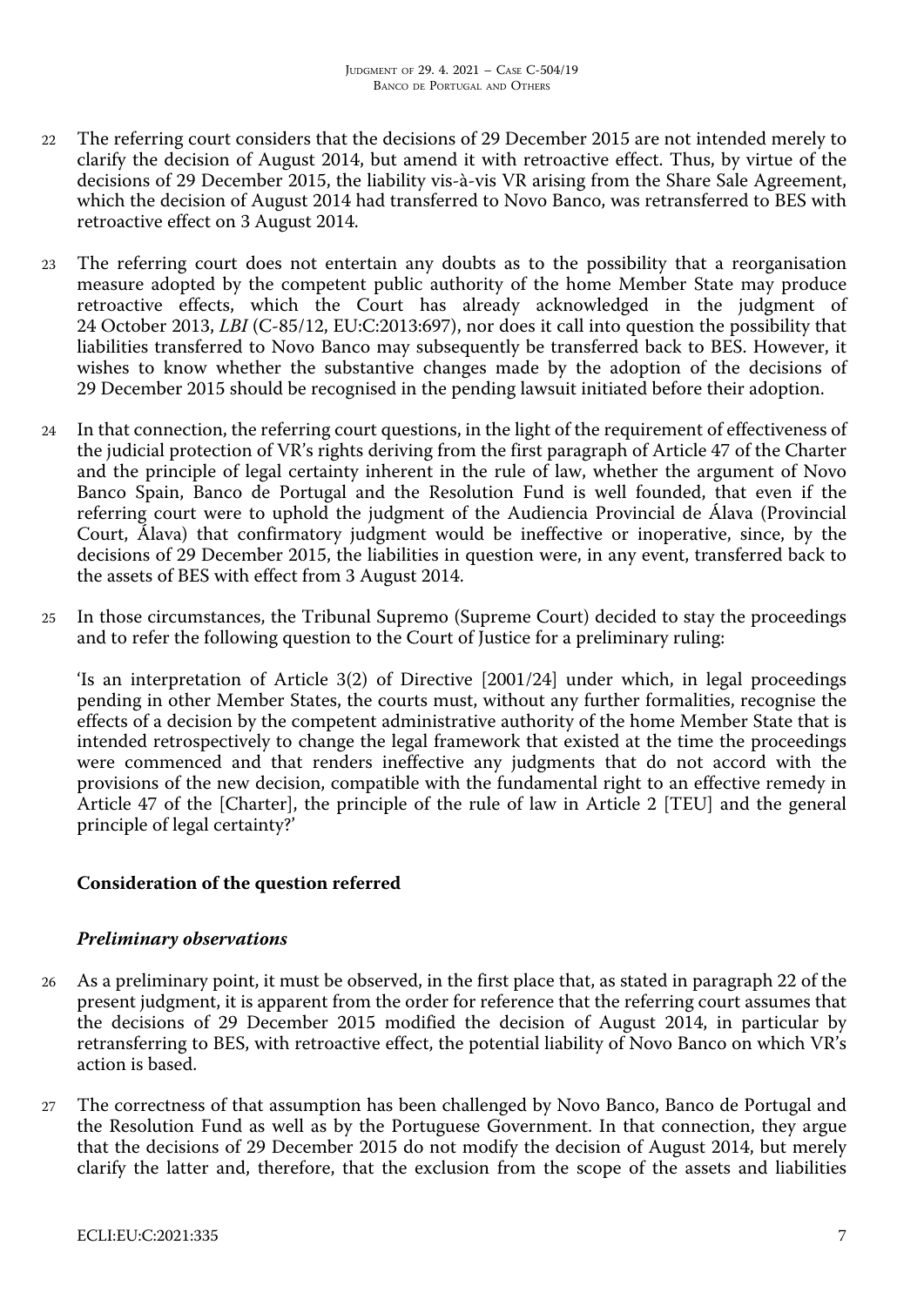22 The referring court considers that the decisions of 29 December 2015 are not intended merely to clarify the decision of August 2014, but amend it with retroactive effect. Thus, by virtue of the decisions of 29 December 2015, the liability vis-à-vis VR arising from the Share Sale Agreement, which the decision of August 2014 had transferred to Novo Banco, was retransferred to BES with retroactive effect on 3 August 2014.

23 The referring court does not entertain any doubts as to the possibility that a reorganisation measure adopted by the competent public authority of the home Member State may produce retroactive effects, which the Court has already acknowledged in the judgment of 24 October 2013, *LBI* (C-85/12, EU:C:2013:697), nor does it call into question the possibility that liabilities transferred to Novo Banco may subsequently be transferred back to BES. However, it wishes to know whether the substantive changes made by the adoption of the decisions of 29 December 2015 should be recognised in the pending lawsuit initiated before their adoption.

24 In that connection, the referring court questions, in the light of the requirement of effectiveness of the judicial protection of VR's rights deriving from the first paragraph of Article 47 of the Charter and the principle of legal certainty inherent in the rule of law, whether the argument of Novo Banco Spain, Banco de Portugal and the Resolution Fund is well founded, that even if the referring court were to uphold the judgment of the Audiencia Provincial de Álava (Provincial Court, Álava) that confirmatory judgment would be ineffective or inoperative, since, by the decisions of 29 December 2015, the liabilities in question were, in any event, transferred back to the assets of BES with effect from 3 August 2014.

25 In those circumstances, the Tribunal Supremo (Supreme Court) decided to stay the proceedings and to refer the following question to the Court of Justice for a preliminary ruling:

'Is an interpretation of Article 3(2) of Directive [2001/24] under which, in legal proceedings pending in other Member States, the courts must, without any further formalities, recognise the effects of a decision by the competent administrative authority of the home Member State that is intended retrospectively to change the legal framework that existed at the time the proceedings were commenced and that renders ineffective any judgments that do not accord with the provisions of the new decision, compatible with the fundamental right to an effective remedy in Article 47 of the [Charter], the principle of the rule of law in Article 2 [TEU] and the general principle of legal certainty?'

## Consideration of the question referred

### *Preliminary observations*

26 As a preliminary point, it must be observed, in the first place that, as stated in paragraph 22 of the present judgment, it is apparent from the order for reference that the referring court assumes that the decisions of 29 December 2015 modified the decision of August 2014, in particular by retransferring to BES, with retroactive effect, the potential liability of Novo Banco on which VR's action is based.

27 The correctness of that assumption has been challenged by Novo Banco, Banco de Portugal and the Resolution Fund as well as by the Portuguese Government. In that connection, they argue that the decisions of 29 December 2015 do not modify the decision of August 2014, but merely clarify the latter and, therefore, that the exclusion from the scope of the assets and liabilities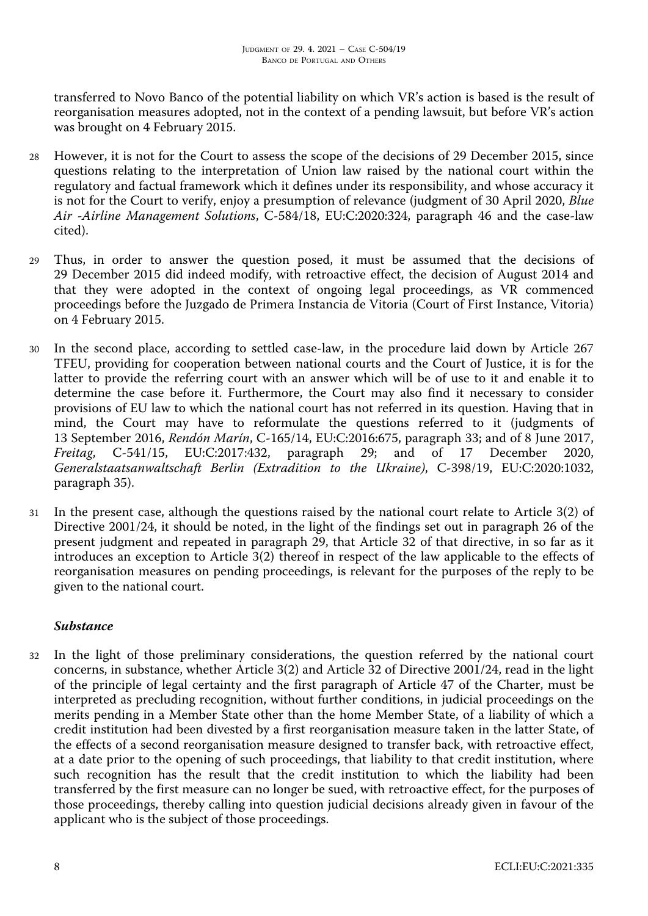transferred to Novo Banco of the potential liability on which VR's action is based is the result of reorganisation measures adopted, not in the context of a pending lawsuit, but before VR's action was brought on 4 February 2015.

28 However, it is not for the Court to assess the scope of the decisions of 29 December 2015, since questions relating to the interpretation of Union law raised by the national court within the regulatory and factual framework which it defines under its responsibility, and whose accuracy it is not for the Court to verify, enjoy a presumption of relevance (judgment of 30 April 2020, *Blue Air -Airline Management Solutions*, C-584/18, EU:C:2020:324, paragraph 46 and the case-law cited).

29 Thus, in order to answer the question posed, it must be assumed that the decisions of 29 December 2015 did indeed modify, with retroactive effect, the decision of August 2014 and that they were adopted in the context of ongoing legal proceedings, as VR commenced proceedings before the Juzgado de Primera Instancia de Vitoria (Court of First Instance, Vitoria) on 4 February 2015.

30 In the second place, according to settled case-law, in the procedure laid down by Article 267 TFEU, providing for cooperation between national courts and the Court of Justice, it is for the latter to provide the referring court with an answer which will be of use to it and enable it to determine the case before it. Furthermore, the Court may also find it necessary to consider provisions of EU law to which the national court has not referred in its question. Having that in mind, the Court may have to reformulate the questions referred to it (judgments of 13 September 2016, *Rendón Marín*, C-165/14, EU:C:2016:675, paragraph 33; and of 8 June 2017, *Freitag*, C-541/15, EU:C:2017:432, paragraph 29; and of 17 December 2020, *Generalstaatsanwaltschaft Berlin (Extradition to the Ukraine)*, C-398/19, EU:C:2020:1032, paragraph 35).

31 In the present case, although the questions raised by the national court relate to Article 3(2) of Directive 2001/24, it should be noted, in the light of the findings set out in paragraph 26 of the present judgment and repeated in paragraph 29, that Article 32 of that directive, in so far as it introduces an exception to Article 3(2) thereof in respect of the law applicable to the effects of reorganisation measures on pending proceedings, is relevant for the purposes of the reply to be given to the national court.

### *Substance*

32 In the light of those preliminary considerations, the question referred by the national court concerns, in substance, whether Article 3(2) and Article 32 of Directive 2001/24, read in the light of the principle of legal certainty and the first paragraph of Article 47 of the Charter, must be interpreted as precluding recognition, without further conditions, in judicial proceedings on the merits pending in a Member State other than the home Member State, of a liability of which a credit institution had been divested by a first reorganisation measure taken in the latter State, of the effects of a second reorganisation measure designed to transfer back, with retroactive effect, at a date prior to the opening of such proceedings, that liability to that credit institution, where such recognition has the result that the credit institution to which the liability had been transferred by the first measure can no longer be sued, with retroactive effect, for the purposes of those proceedings, thereby calling into question judicial decisions already given in favour of the applicant who is the subject of those proceedings.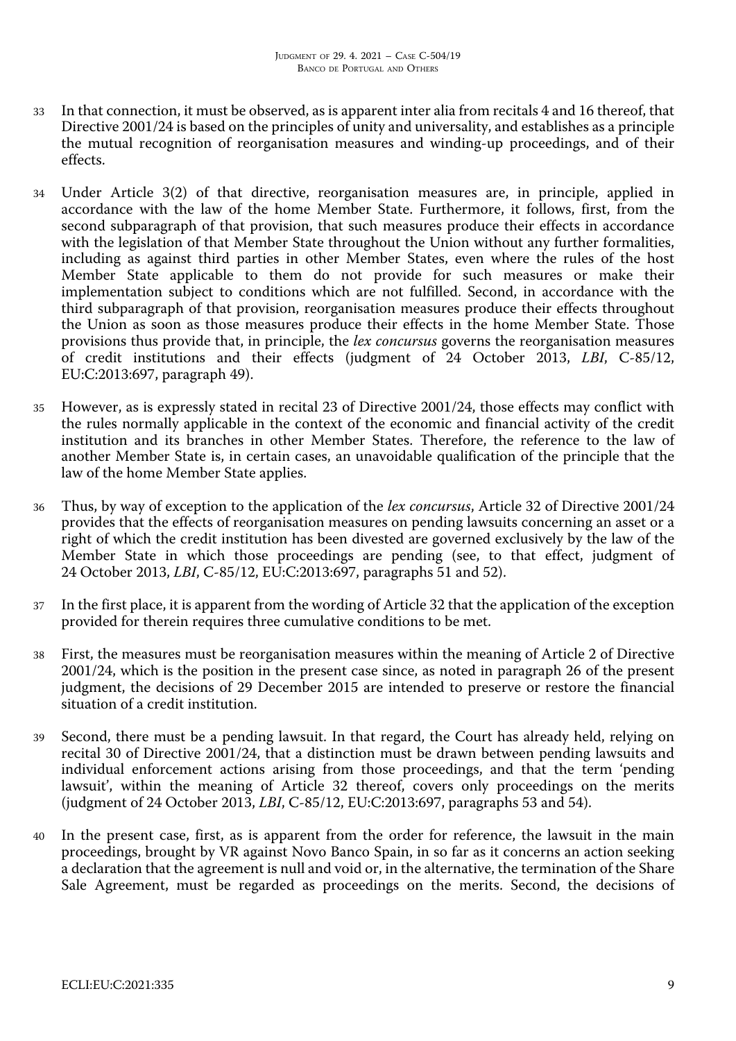33 In that connection, it must be observed, as is apparent inter alia from recitals 4 and 16 thereof, that Directive 2001/24 is based on the principles of unity and universality, and establishes as a principle the mutual recognition of reorganisation measures and winding-up proceedings, and of their effects.

34 Under Article 3(2) of that directive, reorganisation measures are, in principle, applied in accordance with the law of the home Member State. Furthermore, it follows, first, from the second subparagraph of that provision, that such measures produce their effects in accordance with the legislation of that Member State throughout the Union without any further formalities, including as against third parties in other Member States, even where the rules of the host Member State applicable to them do not provide for such measures or make their implementation subject to conditions which are not fulfilled. Second, in accordance with the third subparagraph of that provision, reorganisation measures produce their effects throughout the Union as soon as those measures produce their effects in the home Member State. Those provisions thus provide that, in principle, the *lex concursus* governs the reorganisation measures of credit institutions and their effects (judgment of 24 October 2013, *LBI*, C-85/12, EU:C:2013:697, paragraph 49).

35 However, as is expressly stated in recital 23 of Directive 2001/24, those effects may conflict with the rules normally applicable in the context of the economic and financial activity of the credit institution and its branches in other Member States. Therefore, the reference to the law of another Member State is, in certain cases, an unavoidable qualification of the principle that the law of the home Member State applies.

36 Thus, by way of exception to the application of the *lex concursus*, Article 32 of Directive 2001/24 provides that the effects of reorganisation measures on pending lawsuits concerning an asset or a right of which the credit institution has been divested are governed exclusively by the law of the Member State in which those proceedings are pending (see, to that effect, judgment of 24 October 2013, *LBI*, C-85/12, EU:C:2013:697, paragraphs 51 and 52).

37 In the first place, it is apparent from the wording of Article 32 that the application of the exception provided for therein requires three cumulative conditions to be met.

38 First, the measures must be reorganisation measures within the meaning of Article 2 of Directive 2001/24, which is the position in the present case since, as noted in paragraph 26 of the present judgment, the decisions of 29 December 2015 are intended to preserve or restore the financial situation of a credit institution.

39 Second, there must be a pending lawsuit. In that regard, the Court has already held, relying on recital 30 of Directive 2001/24, that a distinction must be drawn between pending lawsuits and individual enforcement actions arising from those proceedings, and that the term 'pending lawsuit', within the meaning of Article 32 thereof, covers only proceedings on the merits (judgment of 24 October 2013, *LBI*, C-85/12, EU:C:2013:697, paragraphs 53 and 54).

40 In the present case, first, as is apparent from the order for reference, the lawsuit in the main proceedings, brought by VR against Novo Banco Spain, in so far as it concerns an action seeking a declaration that the agreement is null and void or, in the alternative, the termination of the Share Sale Agreement, must be regarded as proceedings on the merits. Second, the decisions of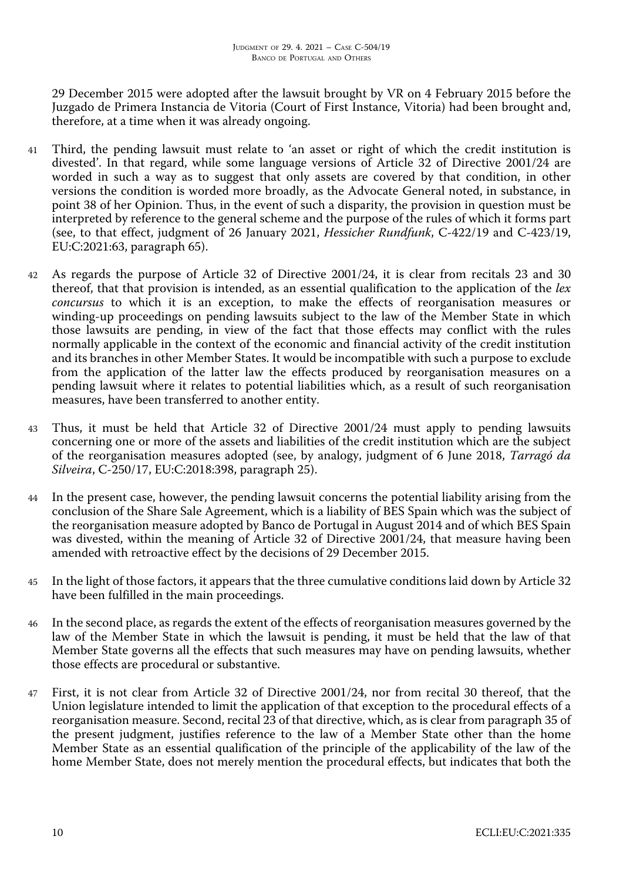29 December 2015 were adopted after the lawsuit brought by VR on 4 February 2015 before the Juzgado de Primera Instancia de Vitoria (Court of First Instance, Vitoria) had been brought and, therefore, at a time when it was already ongoing.

41 Third, the pending lawsuit must relate to 'an asset or right of which the credit institution is divested'. In that regard, while some language versions of Article 32 of Directive 2001/24 are worded in such a way as to suggest that only assets are covered by that condition, in other versions the condition is worded more broadly, as the Advocate General noted, in substance, in point 38 of her Opinion. Thus, in the event of such a disparity, the provision in question must be interpreted by reference to the general scheme and the purpose of the rules of which it forms part (see, to that effect, judgment of 26 January 2021, *Hessicher Rundfunk*, C-422/19 and C-423/19, EU:C:2021:63, paragraph 65).

42 As regards the purpose of Article 32 of Directive 2001/24, it is clear from recitals 23 and 30 thereof, that that provision is intended, as an essential qualification to the application of the *lex concursus* to which it is an exception, to make the effects of reorganisation measures or winding-up proceedings on pending lawsuits subject to the law of the Member State in which those lawsuits are pending, in view of the fact that those effects may conflict with the rules normally applicable in the context of the economic and financial activity of the credit institution and its branches in other Member States. It would be incompatible with such a purpose to exclude from the application of the latter law the effects produced by reorganisation measures on a pending lawsuit where it relates to potential liabilities which, as a result of such reorganisation measures, have been transferred to another entity.

43 Thus, it must be held that Article 32 of Directive 2001/24 must apply to pending lawsuits concerning one or more of the assets and liabilities of the credit institution which are the subject of the reorganisation measures adopted (see, by analogy, judgment of 6 June 2018, *Tarragó da Silveira*, C-250/17, EU:C:2018:398, paragraph 25).

44 In the present case, however, the pending lawsuit concerns the potential liability arising from the conclusion of the Share Sale Agreement, which is a liability of BES Spain which was the subject of the reorganisation measure adopted by Banco de Portugal in August 2014 and of which BES Spain was divested, within the meaning of Article 32 of Directive 2001/24, that measure having been amended with retroactive effect by the decisions of 29 December 2015.

45 In the light of those factors, it appears that the three cumulative conditions laid down by Article 32 have been fulfilled in the main proceedings.

46 In the second place, as regards the extent of the effects of reorganisation measures governed by the law of the Member State in which the lawsuit is pending, it must be held that the law of that Member State governs all the effects that such measures may have on pending lawsuits, whether those effects are procedural or substantive.

47 First, it is not clear from Article 32 of Directive 2001/24, nor from recital 30 thereof, that the Union legislature intended to limit the application of that exception to the procedural effects of a reorganisation measure. Second, recital 23 of that directive, which, as is clear from paragraph 35 of the present judgment, justifies reference to the law of a Member State other than the home Member State as an essential qualification of the principle of the applicability of the law of the home Member State, does not merely mention the procedural effects, but indicates that both the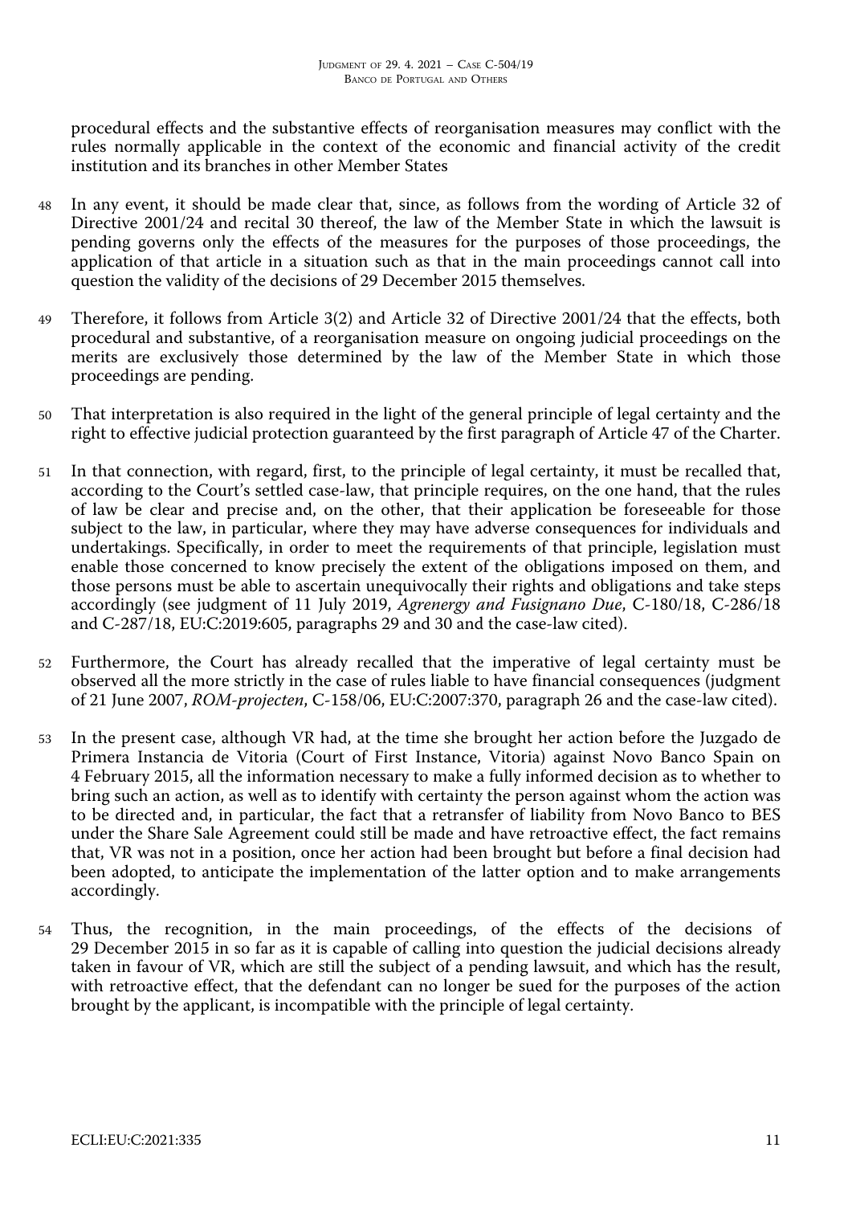procedural effects and the substantive effects of reorganisation measures may conflict with the rules normally applicable in the context of the economic and financial activity of the credit institution and its branches in other Member States

48 In any event, it should be made clear that, since, as follows from the wording of Article 32 of Directive 2001/24 and recital 30 thereof, the law of the Member State in which the lawsuit is pending governs only the effects of the measures for the purposes of those proceedings, the application of that article in a situation such as that in the main proceedings cannot call into question the validity of the decisions of 29 December 2015 themselves.

49 Therefore, it follows from Article 3(2) and Article 32 of Directive 2001/24 that the effects, both procedural and substantive, of a reorganisation measure on ongoing judicial proceedings on the merits are exclusively those determined by the law of the Member State in which those proceedings are pending.

50 That interpretation is also required in the light of the general principle of legal certainty and the right to effective judicial protection guaranteed by the first paragraph of Article 47 of the Charter.

51 In that connection, with regard, first, to the principle of legal certainty, it must be recalled that, according to the Court's settled case-law, that principle requires, on the one hand, that the rules of law be clear and precise and, on the other, that their application be foreseeable for those subject to the law, in particular, where they may have adverse consequences for individuals and undertakings. Specifically, in order to meet the requirements of that principle, legislation must enable those concerned to know precisely the extent of the obligations imposed on them, and those persons must be able to ascertain unequivocally their rights and obligations and take steps accordingly (see judgment of 11 July 2019, *Agrenergy and Fusignano Due*, C-180/18, C-286/18 and C-287/18, EU:C:2019:605, paragraphs 29 and 30 and the case-law cited).

52 Furthermore, the Court has already recalled that the imperative of legal certainty must be observed all the more strictly in the case of rules liable to have financial consequences (judgment of 21 June 2007, *ROM-projecten*, C-158/06, EU:C:2007:370, paragraph 26 and the case-law cited).

53 In the present case, although VR had, at the time she brought her action before the Juzgado de Primera Instancia de Vitoria (Court of First Instance, Vitoria) against Novo Banco Spain on 4 February 2015, all the information necessary to make a fully informed decision as to whether to bring such an action, as well as to identify with certainty the person against whom the action was to be directed and, in particular, the fact that a retransfer of liability from Novo Banco to BES under the Share Sale Agreement could still be made and have retroactive effect, the fact remains that, VR was not in a position, once her action had been brought but before a final decision had been adopted, to anticipate the implementation of the latter option and to make arrangements accordingly.

54 Thus, the recognition, in the main proceedings, of the effects of the decisions of 29 December 2015 in so far as it is capable of calling into question the judicial decisions already taken in favour of VR, which are still the subject of a pending lawsuit, and which has the result, with retroactive effect, that the defendant can no longer be sued for the purposes of the action brought by the applicant, is incompatible with the principle of legal certainty.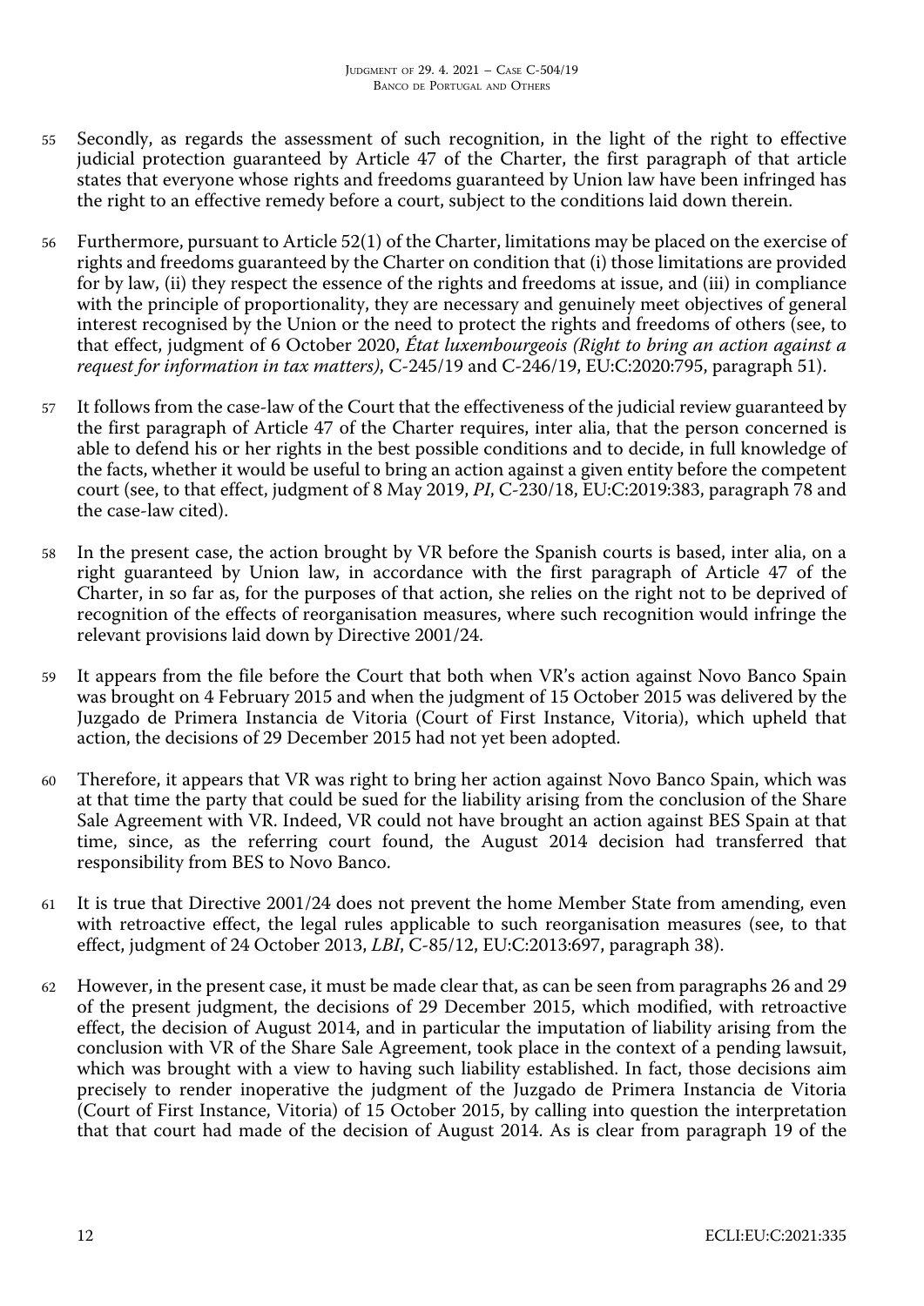55 Secondly, as regards the assessment of such recognition, in the light of the right to effective judicial protection guaranteed by Article 47 of the Charter, the first paragraph of that article states that everyone whose rights and freedoms guaranteed by Union law have been infringed has the right to an effective remedy before a court, subject to the conditions laid down therein.

56 Furthermore, pursuant to Article 52(1) of the Charter, limitations may be placed on the exercise of rights and freedoms guaranteed by the Charter on condition that (i) those limitations are provided for by law, (ii) they respect the essence of the rights and freedoms at issue, and (iii) in compliance with the principle of proportionality, they are necessary and genuinely meet objectives of general interest recognised by the Union or the need to protect the rights and freedoms of others (see, to that effect, judgment of 6 October 2020, *État luxembourgeois (Right to bring an action against a request for information in tax matters)*, C-245/19 and C-246/19, EU:C:2020:795, paragraph 51).

57 It follows from the case-law of the Court that the effectiveness of the judicial review guaranteed by the first paragraph of Article 47 of the Charter requires, inter alia, that the person concerned is able to defend his or her rights in the best possible conditions and to decide, in full knowledge of the facts, whether it would be useful to bring an action against a given entity before the competent court (see, to that effect, judgment of 8 May 2019, *PI*, C-230/18, EU:C:2019:383, paragraph 78 and the case-law cited).

58 In the present case, the action brought by VR before the Spanish courts is based, inter alia, on a right guaranteed by Union law, in accordance with the first paragraph of Article 47 of the Charter, in so far as, for the purposes of that action, she relies on the right not to be deprived of recognition of the effects of reorganisation measures, where such recognition would infringe the relevant provisions laid down by Directive 2001/24.

59 It appears from the file before the Court that both when VR's action against Novo Banco Spain was brought on 4 February 2015 and when the judgment of 15 October 2015 was delivered by the Juzgado de Primera Instancia de Vitoria (Court of First Instance, Vitoria), which upheld that action, the decisions of 29 December 2015 had not yet been adopted.

60 Therefore, it appears that VR was right to bring her action against Novo Banco Spain, which was at that time the party that could be sued for the liability arising from the conclusion of the Share Sale Agreement with VR. Indeed, VR could not have brought an action against BES Spain at that time, since, as the referring court found, the August 2014 decision had transferred that responsibility from BES to Novo Banco.

61 It is true that Directive 2001/24 does not prevent the home Member State from amending, even with retroactive effect, the legal rules applicable to such reorganisation measures (see, to that effect, judgment of 24 October 2013, *LBI*, C-85/12, EU:C:2013:697, paragraph 38).

62 However, in the present case, it must be made clear that, as can be seen from paragraphs 26 and 29 of the present judgment, the decisions of 29 December 2015, which modified, with retroactive effect, the decision of August 2014, and in particular the imputation of liability arising from the conclusion with VR of the Share Sale Agreement, took place in the context of a pending lawsuit, which was brought with a view to having such liability established. In fact, those decisions aim precisely to render inoperative the judgment of the Juzgado de Primera Instancia de Vitoria (Court of First Instance, Vitoria) of 15 October 2015, by calling into question the interpretation that that court had made of the decision of August 2014. As is clear from paragraph 19 of the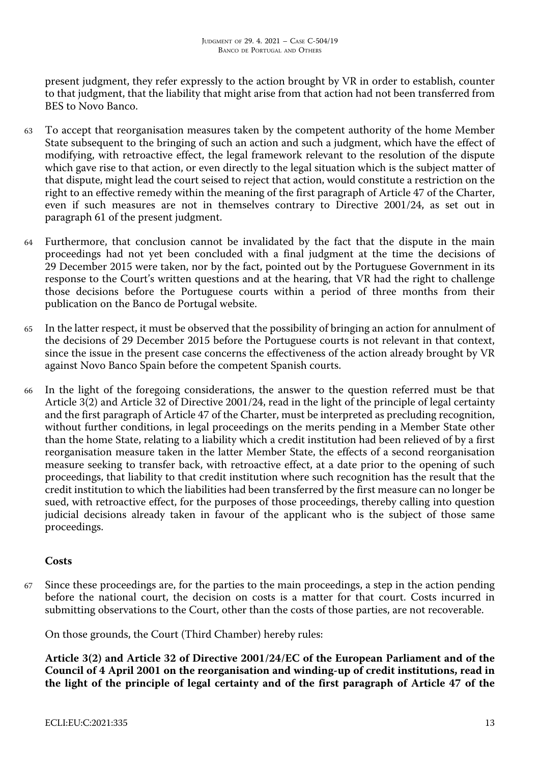present judgment, they refer expressly to the action brought by VR in order to establish, counter to that judgment, that the liability that might arise from that action had not been transferred from BES to Novo Banco.

63 To accept that reorganisation measures taken by the competent authority of the home Member State subsequent to the bringing of such an action and such a judgment, which have the effect of modifying, with retroactive effect, the legal framework relevant to the resolution of the dispute which gave rise to that action, or even directly to the legal situation which is the subject matter of that dispute, might lead the court seised to reject that action, would constitute a restriction on the right to an effective remedy within the meaning of the first paragraph of Article 47 of the Charter, even if such measures are not in themselves contrary to Directive 2001/24, as set out in paragraph 61 of the present judgment.

64 Furthermore, that conclusion cannot be invalidated by the fact that the dispute in the main proceedings had not yet been concluded with a final judgment at the time the decisions of 29 December 2015 were taken, nor by the fact, pointed out by the Portuguese Government in its response to the Court's written questions and at the hearing, that VR had the right to challenge those decisions before the Portuguese courts within a period of three months from their publication on the Banco de Portugal website.

65 In the latter respect, it must be observed that the possibility of bringing an action for annulment of the decisions of 29 December 2015 before the Portuguese courts is not relevant in that context, since the issue in the present case concerns the effectiveness of the action already brought by VR against Novo Banco Spain before the competent Spanish courts.

66 In the light of the foregoing considerations, the answer to the question referred must be that Article 3(2) and Article 32 of Directive 2001/24, read in the light of the principle of legal certainty and the first paragraph of Article 47 of the Charter, must be interpreted as precluding recognition, without further conditions, in legal proceedings on the merits pending in a Member State other than the home State, relating to a liability which a credit institution had been relieved of by a first reorganisation measure taken in the latter Member State, the effects of a second reorganisation measure seeking to transfer back, with retroactive effect, at a date prior to the opening of such proceedings, that liability to that credit institution where such recognition has the result that the credit institution to which the liabilities had been transferred by the first measure can no longer be sued, with retroactive effect, for the purposes of those proceedings, thereby calling into question judicial decisions already taken in favour of the applicant who is the subject of those same proceedings.

## Costs

67 Since these proceedings are, for the parties to the main proceedings, a step in the action pending before the national court, the decision on costs is a matter for that court. Costs incurred in submitting observations to the Court, other than the costs of those parties, are not recoverable.

On those grounds, the Court (Third Chamber) hereby rules:

**Article 3(2) and Article 32 of Directive 2001/24/EC of the European Parliament and of the Council of 4 April 2001 on the reorganisation and winding-up of credit institutions, read in the light of the principle of legal certainty and of the first paragraph of Article 47 of the**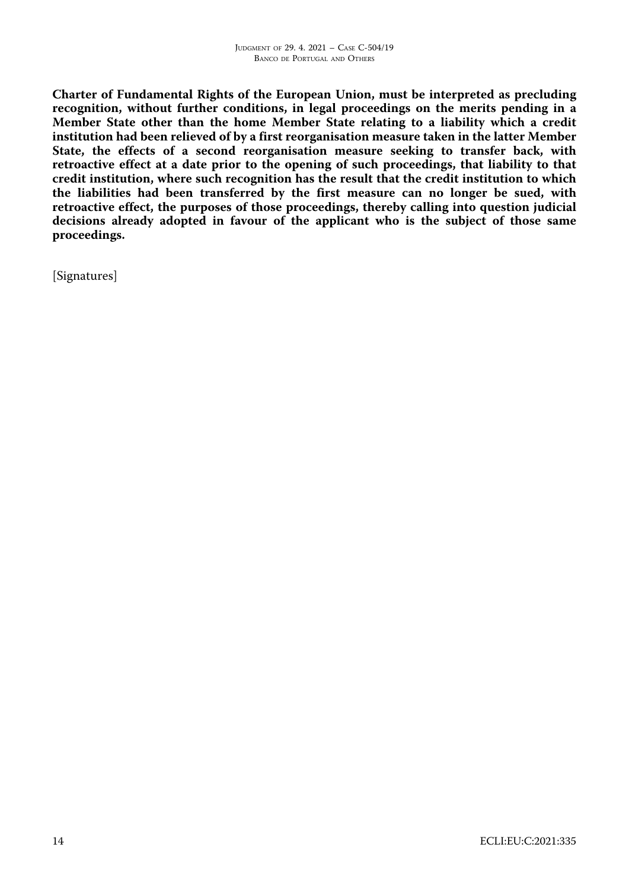**Charter of Fundamental Rights of the European Union, must be interpreted as precluding recognition, without further conditions, in legal proceedings on the merits pending in a Member State other than the home Member State relating to a liability which a credit institution had been relieved of by a first reorganisation measure taken in the latter Member State, the effects of a second reorganisation measure seeking to transfer back, with retroactive effect at a date prior to the opening of such proceedings, that liability to that credit institution, where such recognition has the result that the credit institution to which the liabilities had been transferred by the first measure can no longer be sued, with retroactive effect, the purposes of those proceedings, thereby calling into question judicial decisions already adopted in favour of the applicant who is the subject of those same proceedings.**

[Signatures]